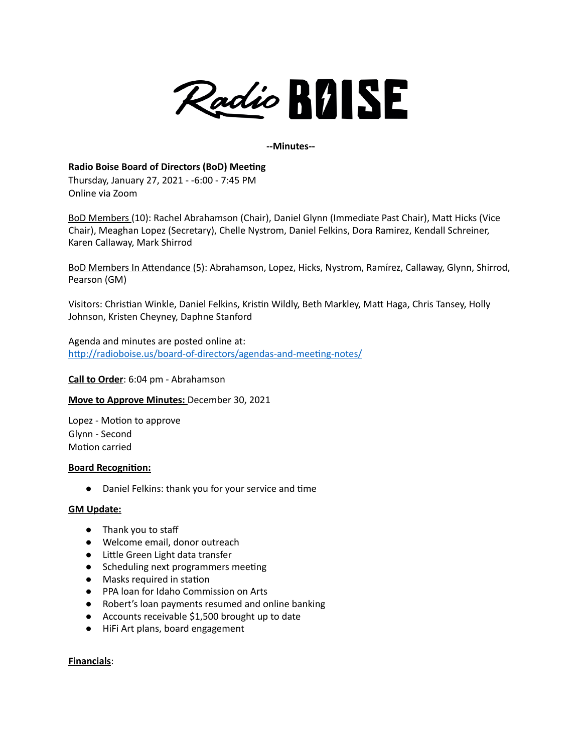Radio BOISE

**--Minutes--**

**Radio Boise Board of Directors (BoD) Meeting**
Thursday, January 27, 2021 - -6:00 - 7:45 PM
Online via Zoom

BoD Members (10): Rachel Abrahamson (Chair), Daniel Glynn (Immediate Past Chair), Matt Hicks (Vice Chair), Meaghan Lopez (Secretary), Chelle Nystrom, Daniel Felkins, Dora Ramirez, Kendall Schreiner, Karen Callaway, Mark Shirrod

BoD Members In Attendance (5): Abrahamson, Lopez, Hicks, Nystrom, Ramírez, Callaway, Glynn, Shirrod, Pearson (GM)

Visitors: Christian Winkle, Daniel Felkins, Kristin Wildly, Beth Markley, Matt Haga, Chris Tansey, Holly Johnson, Kristen Cheyney, Daphne Stanford

Agenda and minutes are posted online at:
http://radioboise.us/board-of-directors/agendas-and-meeting-notes/

**Call to Order**: 6:04 pm - Abrahamson

**Move to Approve Minutes:** December 30, 2021

Lopez - Motion to approve
Glynn - Second
Motion carried

**Board Recognition:**

- Daniel Felkins: thank you for your service and time

**GM Update:**

- Thank you to staff
- Welcome email, donor outreach
- Little Green Light data transfer
- Scheduling next programmers meeting
- Masks required in station
- PPA loan for Idaho Commission on Arts
- Robert's loan payments resumed and online banking
- Accounts receivable $1,500 brought up to date
- HiFi Art plans, board engagement

**Financials**: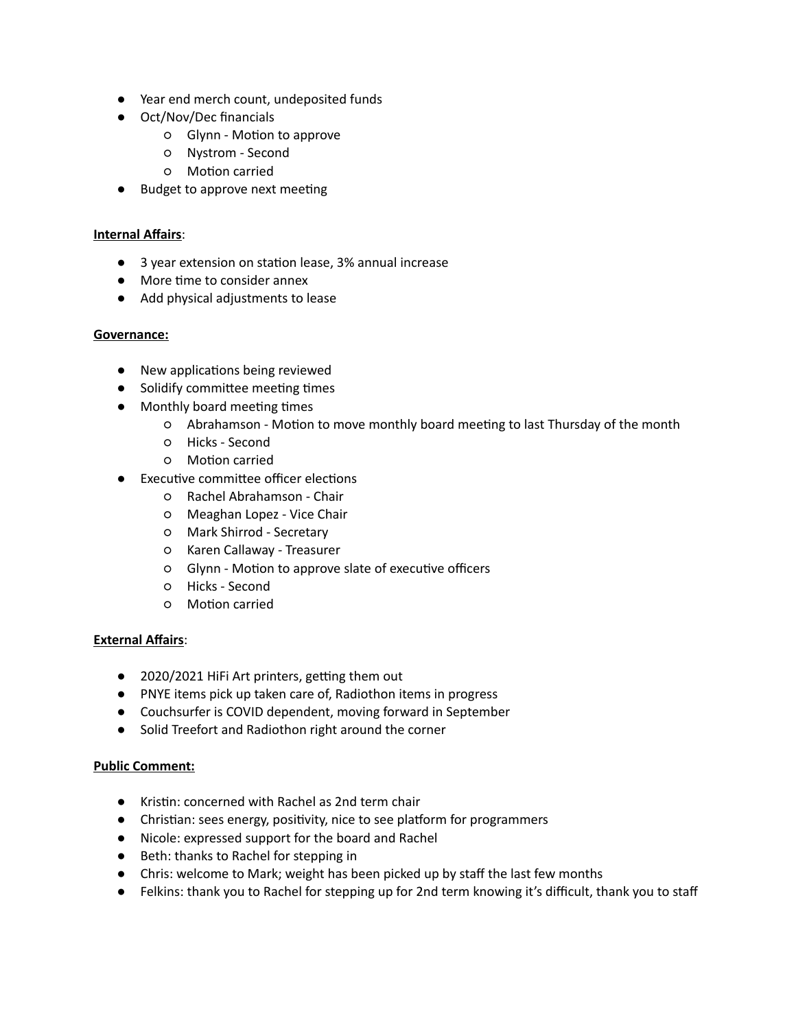- Year end merch count, undeposited funds
- Oct/Nov/Dec financials
  - Glynn - Motion to approve
  - Nystrom - Second
  - Motion carried
- Budget to approve next meeting

**Internal Affairs**:

- 3 year extension on station lease, 3% annual increase
- More time to consider annex
- Add physical adjustments to lease

**Governance:**

- New applications being reviewed
- Solidify committee meeting times
- Monthly board meeting times
  - Abrahamson - Motion to move monthly board meeting to last Thursday of the month
  - Hicks - Second
  - Motion carried
- Executive committee officer elections
  - Rachel Abrahamson - Chair
  - Meaghan Lopez - Vice Chair
  - Mark Shirrod - Secretary
  - Karen Callaway - Treasurer
  - Glynn - Motion to approve slate of executive officers
  - Hicks - Second
  - Motion carried

**External Affairs**:

- 2020/2021 HiFi Art printers, getting them out
- PNYE items pick up taken care of, Radiothon items in progress
- Couchsurfer is COVID dependent, moving forward in September
- Solid Treefort and Radiothon right around the corner

**Public Comment:**

- Kristin: concerned with Rachel as 2nd term chair
- Christian: sees energy, positivity, nice to see platform for programmers
- Nicole: expressed support for the board and Rachel
- Beth: thanks to Rachel for stepping in
- Chris: welcome to Mark; weight has been picked up by staff the last few months
- Felkins: thank you to Rachel for stepping up for 2nd term knowing it's difficult, thank you to staff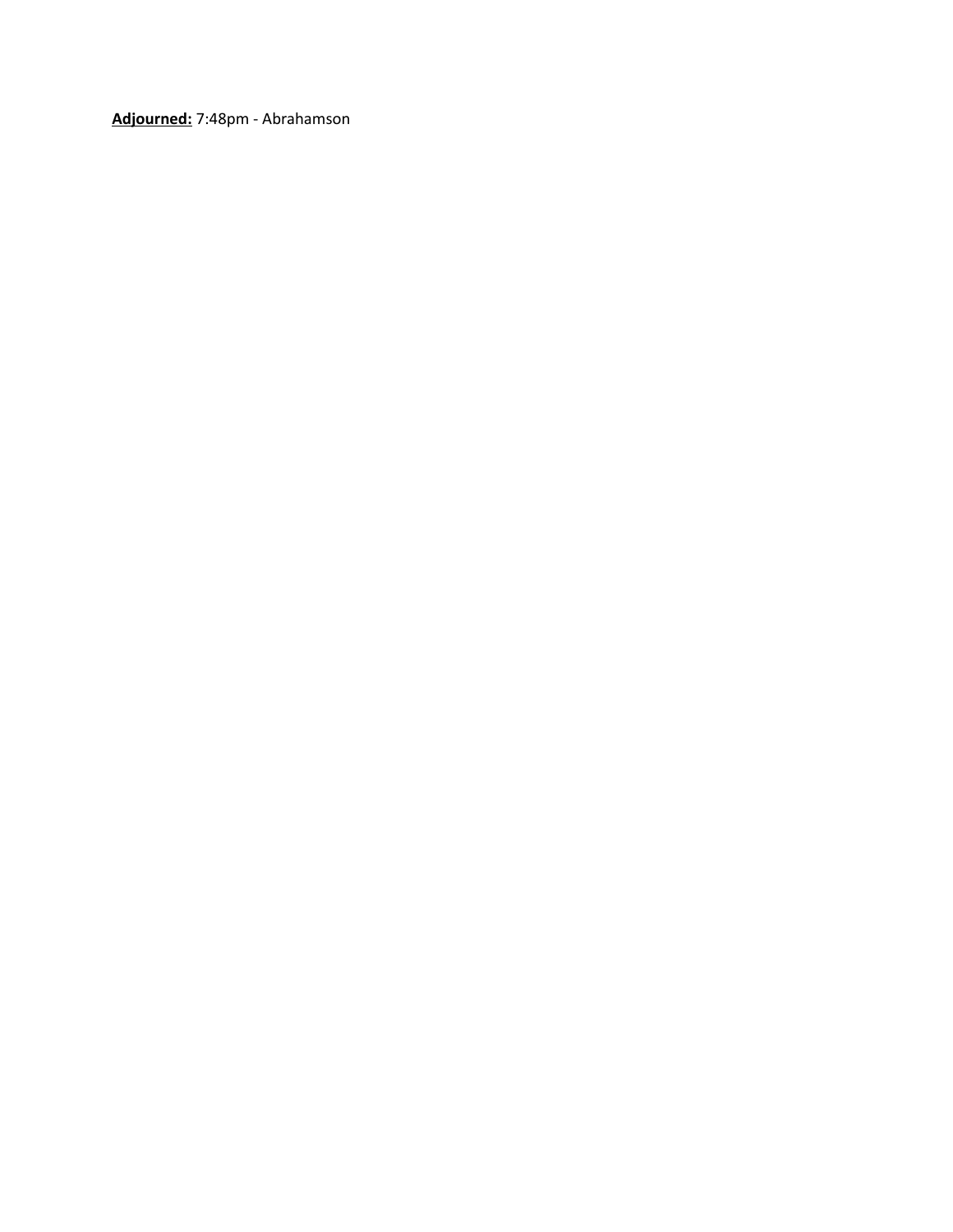**<u>Adjourned:</u>** 7:48pm - Abrahamson